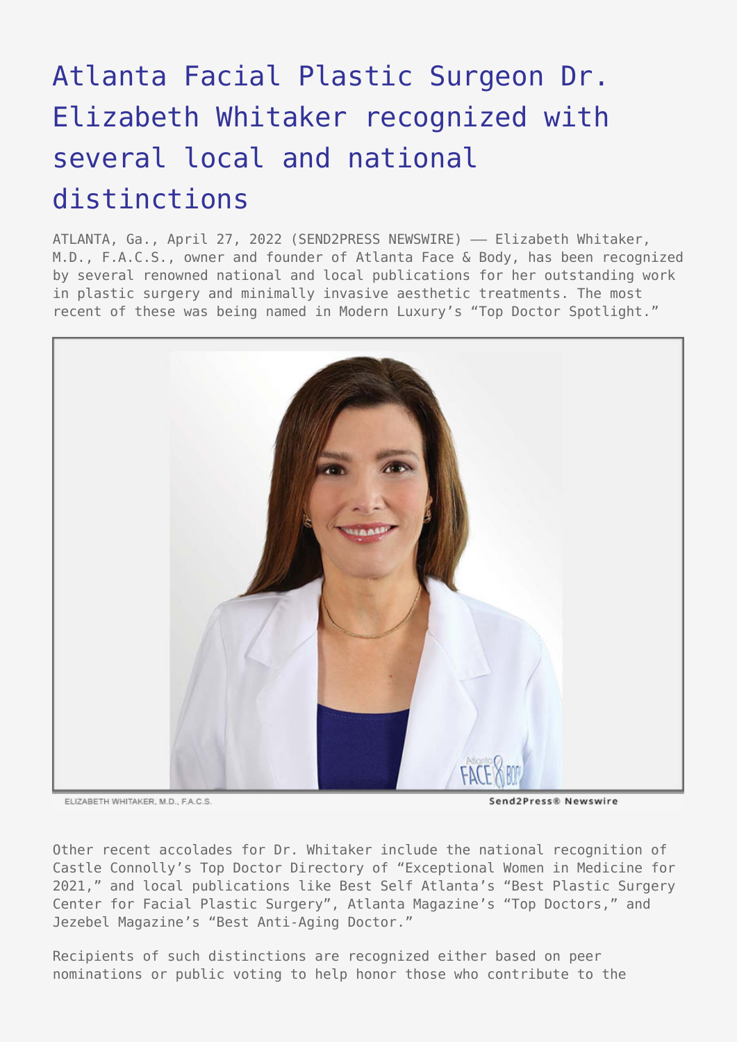# Atlanta Facial Plastic Surgeon Dr. Elizabeth Whitaker recognized with several local and national distinctions

ATLANTA, Ga., April 27, 2022 (SEND2PRESS NEWSWIRE) —— Elizabeth Whitaker, M.D., F.A.C.S., owner and founder of Atlanta Face & Body, has been recognized by several renowned national and local publications for her outstanding work in plastic surgery and minimally invasive aesthetic treatments. The most recent of these was being named in Modern Luxury's "Top Doctor Spotlight."

ELIZABETH WHITAKER, M.D., F.A.C.S. Send2Press® Newswire

Other recent accolades for Dr. Whitaker include the national recognition of Castle Connolly's Top Doctor Directory of "Exceptional Women in Medicine for 2021," and local publications like Best Self Atlanta's "Best Plastic Surgery Center for Facial Plastic Surgery", Atlanta Magazine's "Top Doctors," and Jezebel Magazine's "Best Anti-Aging Doctor."

Recipients of such distinctions are recognized either based on peer nominations or public voting to help honor those who contribute to the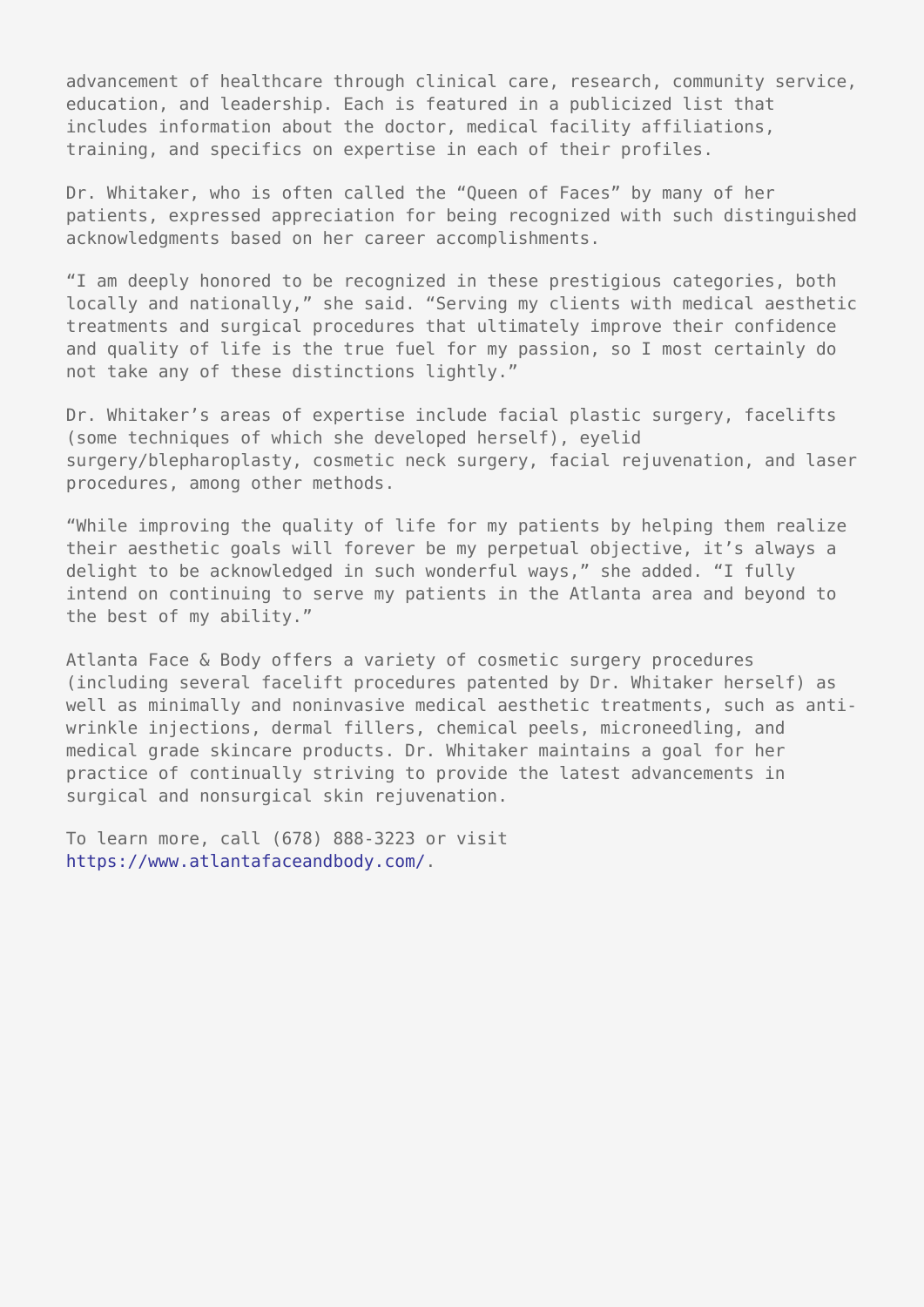advancement of healthcare through clinical care, research, community service, education, and leadership. Each is featured in a publicized list that includes information about the doctor, medical facility affiliations, training, and specifics on expertise in each of their profiles.

Dr. Whitaker, who is often called the “Queen of Faces” by many of her patients, expressed appreciation for being recognized with such distinguished acknowledgments based on her career accomplishments.

“I am deeply honored to be recognized in these prestigious categories, both locally and nationally,” she said. “Serving my clients with medical aesthetic treatments and surgical procedures that ultimately improve their confidence and quality of life is the true fuel for my passion, so I most certainly do not take any of these distinctions lightly.”

Dr. Whitaker’s areas of expertise include facial plastic surgery, facelifts (some techniques of which she developed herself), eyelid surgery/blepharoplasty, cosmetic neck surgery, facial rejuvenation, and laser procedures, among other methods.

“While improving the quality of life for my patients by helping them realize their aesthetic goals will forever be my perpetual objective, it’s always a delight to be acknowledged in such wonderful ways,” she added. “I fully intend on continuing to serve my patients in the Atlanta area and beyond to the best of my ability.”

Atlanta Face & Body offers a variety of cosmetic surgery procedures (including several facelift procedures patented by Dr. Whitaker herself) as well as minimally and noninvasive medical aesthetic treatments, such as anti-wrinkle injections, dermal fillers, chemical peels, microneedling, and medical grade skincare products. Dr. Whitaker maintains a goal for her practice of continually striving to provide the latest advancements in surgical and nonsurgical skin rejuvenation.

To learn more, call (678) 888-3223 or visit https://www.atlantafaceandbody.com/.